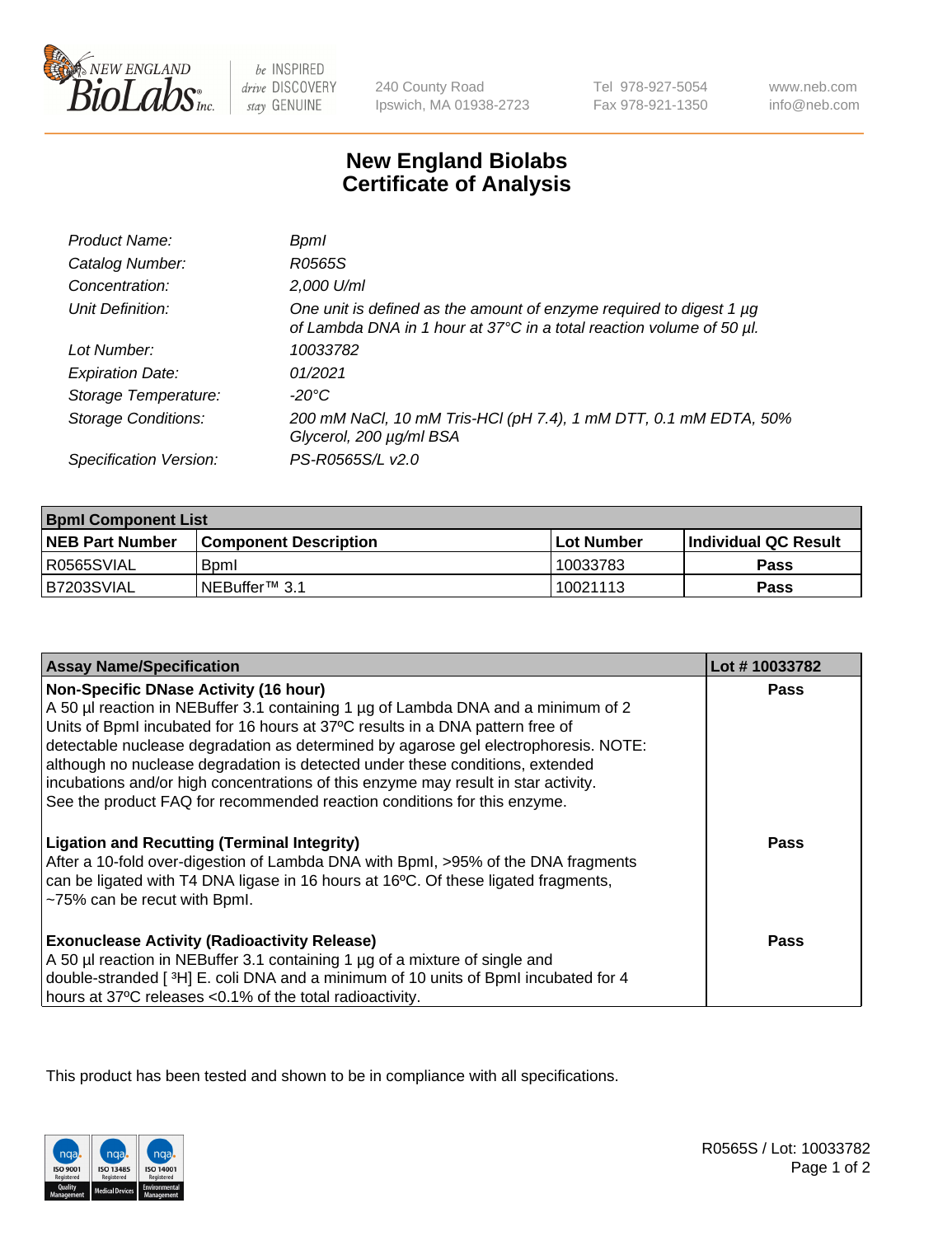240 County Road
Ipswich, MA 01938-2723

Tel 978-927-5054
Fax 978-921-1350

www.neb.com
info@neb.com

# New England Biolabs
# Certificate of Analysis

| | |
|---|---|
| *Product Name:* | *BpmI* |
| *Catalog Number:* | *R0565S* |
| *Concentration:* | *2,000 U/ml* |
| *Unit Definition:* | *One unit is defined as the amount of enzyme required to digest 1 µg of Lambda DNA in 1 hour at 37°C in a total reaction volume of 50 µl.* |
| *Lot Number:* | *10033782* |
| *Expiration Date:* | *01/2021* |
| *Storage Temperature:* | *-20°C* |
| *Storage Conditions:* | *200 mM NaCl, 10 mM Tris-HCl (pH 7.4), 1 mM DTT, 0.1 mM EDTA, 50% Glycerol, 200 µg/ml BSA* |
| *Specification Version:* | *PS-R0565S/L v2.0* |

| **BpmI Component List** | | | |
|---|---|---|---|
| **NEB Part Number** | **Component Description** | **Lot Number** | **Individual QC Result** |
| R0565SVIAL | BpmI | 10033783 | **Pass** |
| B7203SVIAL | NEBuffer™ 3.1 | 10021113 | **Pass** |

| **Assay Name/Specification** | **Lot # 10033782** |
|---|---|
| **Non-Specific DNase Activity (16 hour)**<br>A 50 µl reaction in NEBuffer 3.1 containing 1 µg of Lambda DNA and a minimum of 2 Units of BpmI incubated for 16 hours at 37ºC results in a DNA pattern free of detectable nuclease degradation as determined by agarose gel electrophoresis. NOTE: although no nuclease degradation is detected under these conditions, extended incubations and/or high concentrations of this enzyme may result in star activity. See the product FAQ for recommended reaction conditions for this enzyme. | **Pass** |
| **Ligation and Recutting (Terminal Integrity)**<br>After a 10-fold over-digestion of Lambda DNA with BpmI, >95% of the DNA fragments can be ligated with T4 DNA ligase in 16 hours at 16ºC. Of these ligated fragments, ~75% can be recut with BpmI. | **Pass** |
| **Exonuclease Activity (Radioactivity Release)**<br>A 50 µl reaction in NEBuffer 3.1 containing 1 µg of a mixture of single and double-stranded [ $^3$H] E. coli DNA and a minimum of 10 units of BpmI incubated for 4 hours at 37ºC releases <0.1% of the total radioactivity. | **Pass** |

This product has been tested and shown to be in compliance with all specifications.

R0565S / Lot: 10033782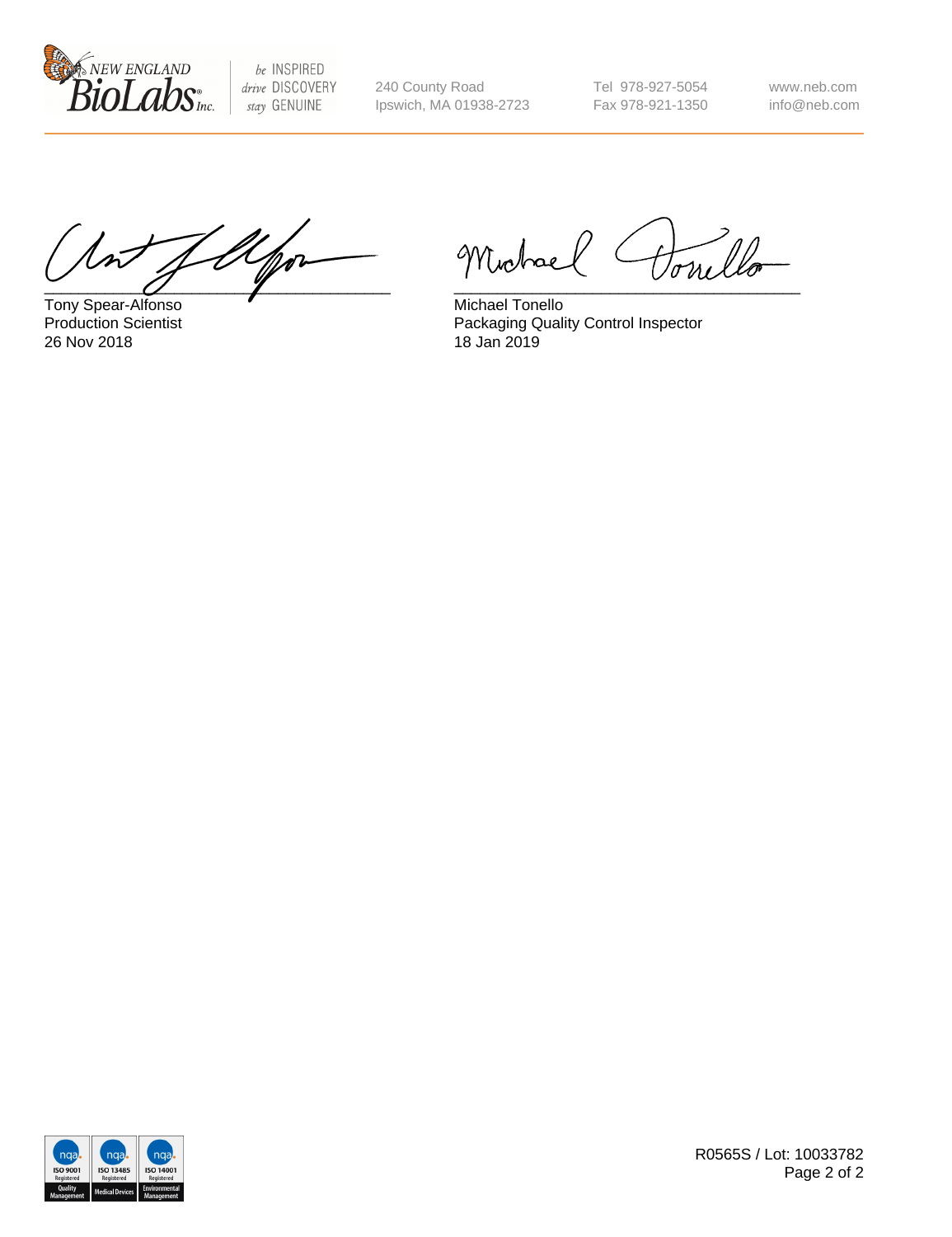NEW ENGLAND BioLabs Inc.

be INSPIRED
drive DISCOVERY
stay GENUINE

240 County Road
Ipswich, MA 01938-2723

Tel 978-927-5054
Fax 978-921-1350

www.neb.com
info@neb.com

Tony Spear-Alfonso
Production Scientist
26 Nov 2018

Michael Tonello
Packaging Quality Control Inspector
18 Jan 2019

R0565S / Lot: 10033782